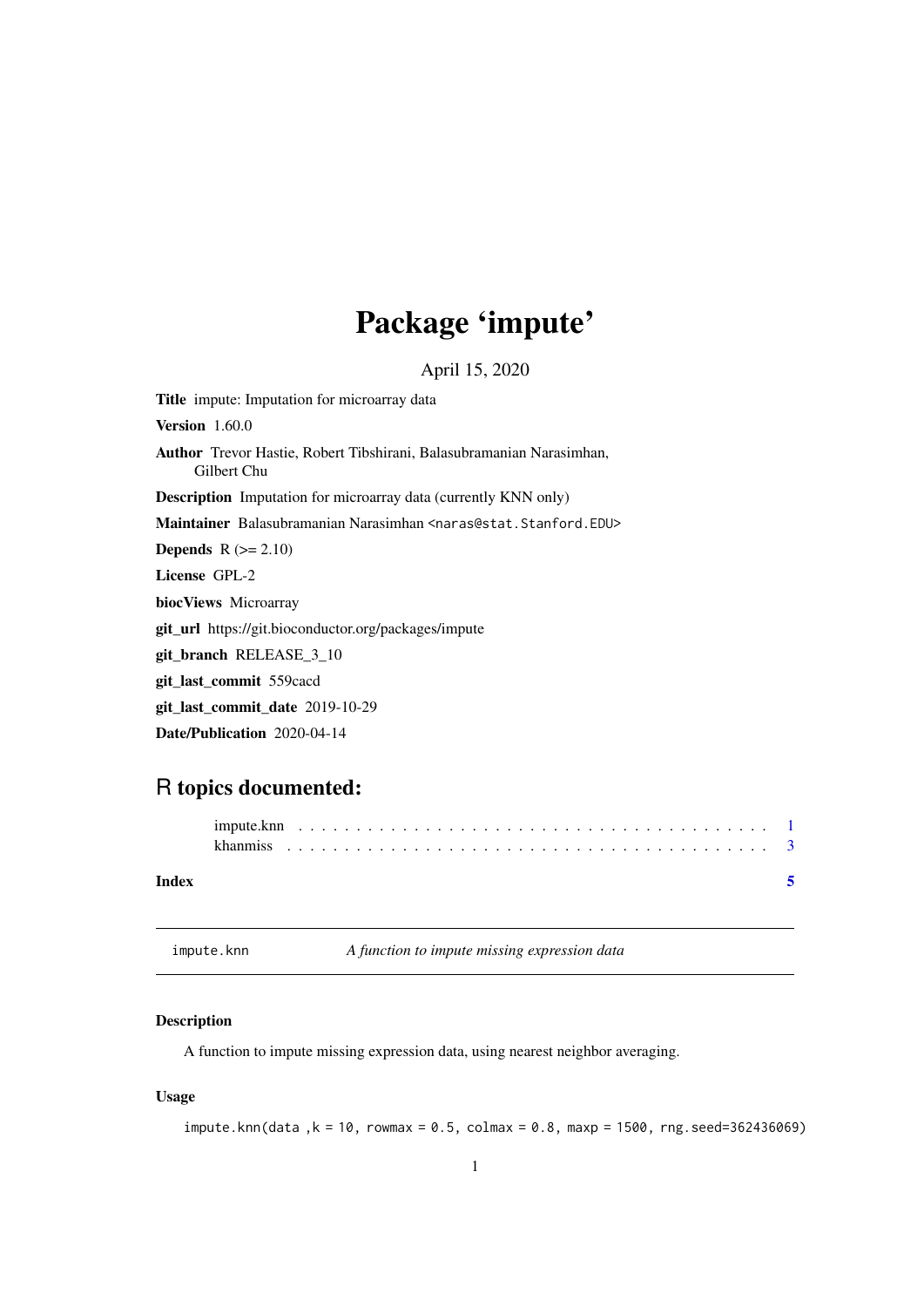# Package 'impute'

April 15, 2020

**Title** impute: Imputation for microarray data

**Version** 1.60.0

**Author** Trevor Hastie, Robert Tibshirani, Balasubramanian Narasimhan, Gilbert Chu

**Description** Imputation for microarray data (currently KNN only)

**Maintainer** Balasubramanian Narasimhan <naras@stat.Stanford.EDU>

**Depends** R (>= 2.10)

**License** GPL-2

**biocViews** Microarray

**git_url** https://git.bioconductor.org/packages/impute

**git_branch** RELEASE_3_10

**git_last_commit** 559cacd

**git_last_commit_date** 2019-10-29

**Date/Publication** 2020-04-14

## R topics documented:

impute.knn . . . . . . . . . . . . . . . . . . . . . . . . . . . . . . . . . . . . . . . . . 1
khanmiss . . . . . . . . . . . . . . . . . . . . . . . . . . . . . . . . . . . . . . . . . . 3

**Index** **5**

---

`impute.knn` *A function to impute missing expression data*

---

### Description

A function to impute missing expression data, using nearest neighbor averaging.

### Usage

```
impute.knn(data ,k = 10, rowmax = 0.5, colmax = 0.8, maxp = 1500, rng.seed=362436069)
```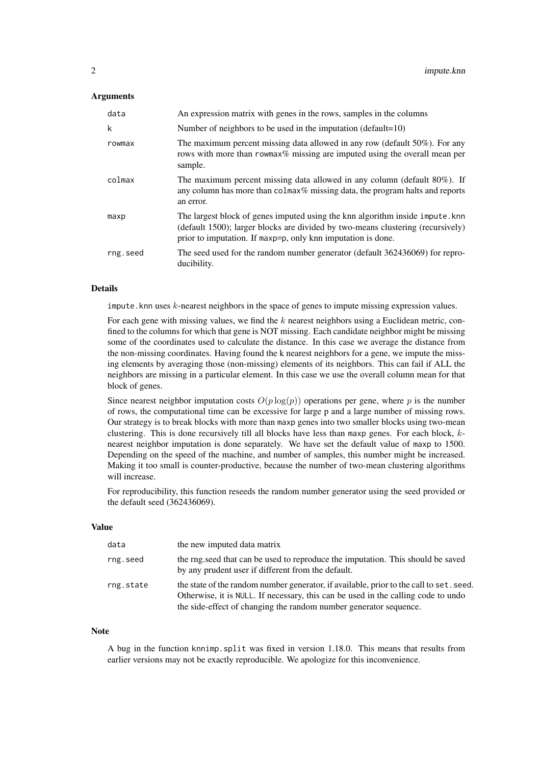### Arguments

| | |
|---|---|
| `data` | An expression matrix with genes in the rows, samples in the columns |
| `k` | Number of neighbors to be used in the imputation (default=10) |
| `rowmax` | The maximum percent missing data allowed in any row (default 50%). For any rows with more than `rowmax`% missing are imputed using the overall mean per sample. |
| `colmax` | The maximum percent missing data allowed in any column (default 80%). If any column has more than `colmax`% missing data, the program halts and reports an error. |
| `maxp` | The largest block of genes imputed using the knn algorithm inside `impute.knn` (default 1500); larger blocks are divided by two-means clustering (recursively) prior to imputation. If `maxp=p`, only knn imputation is done. |
| `rng.seed` | The seed used for the random number generator (default 362436069) for reproducibility. |

### Details

`impute.knn` uses $k$-nearest neighbors in the space of genes to impute missing expression values.

For each gene with missing values, we find the $k$ nearest neighbors using a Euclidean metric, confined to the columns for which that gene is NOT missing. Each candidate neighbor might be missing some of the coordinates used to calculate the distance. In this case we average the distance from the non-missing coordinates. Having found the k nearest neighbors for a gene, we impute the missing elements by averaging those (non-missing) elements of its neighbors. This can fail if ALL the neighbors are missing in a particular element. In this case we use the overall column mean for that block of genes.

Since nearest neighbor imputation costs $O(p \log(p))$ operations per gene, where $p$ is the number of rows, the computational time can be excessive for large p and a large number of missing rows. Our strategy is to break blocks with more than `maxp` genes into two smaller blocks using two-mean clustering. This is done recursively till all blocks have less than `maxp` genes. For each block, $k$-nearest neighbor imputation is done separately. We have set the default value of `maxp` to 1500. Depending on the speed of the machine, and number of samples, this number might be increased. Making it too small is counter-productive, because the number of two-mean clustering algorithms will increase.

For reproducibility, this function reseeds the random number generator using the seed provided or the default seed (362436069).

### Value

| | |
|---|---|
| `data` | the new imputed data matrix |
| `rng.seed` | the rng.seed that can be used to reproduce the imputation. This should be saved by any prudent user if different from the default. |
| `rng.state` | the state of the random number generator, if available, prior to the call to `set.seed`. Otherwise, it is `NULL`. If necessary, this can be used in the calling code to undo the side-effect of changing the random number generator sequence. |

### Note

A bug in the function `knnimp.split` was fixed in version 1.18.0. This means that results from earlier versions may not be exactly reproducible. We apologize for this inconvenience.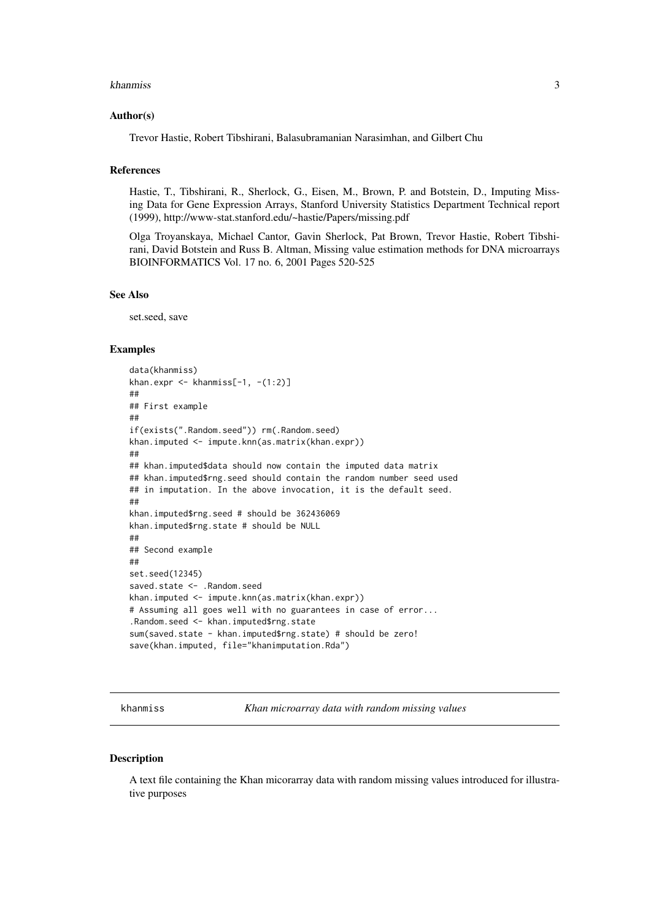### Author(s)

Trevor Hastie, Robert Tibshirani, Balasubramanian Narasimhan, and Gilbert Chu

### References

Hastie, T., Tibshirani, R., Sherlock, G., Eisen, M., Brown, P. and Botstein, D., Imputing Missing Data for Gene Expression Arrays, Stanford University Statistics Department Technical report (1999), http://www-stat.stanford.edu/~hastie/Papers/missing.pdf

Olga Troyanskaya, Michael Cantor, Gavin Sherlock, Pat Brown, Trevor Hastie, Robert Tibshirani, David Botstein and Russ B. Altman, Missing value estimation methods for DNA microarrays BIOINFORMATICS Vol. 17 no. 6, 2001 Pages 520-525

### See Also

set.seed, save

### Examples

```
data(khanmiss)
khan.expr <- khanmiss[-1, -(1:2)]
##
## First example
##
if(exists(".Random.seed")) rm(.Random.seed)
khan.imputed <- impute.knn(as.matrix(khan.expr))
##
## khan.imputed$data should now contain the imputed data matrix
## khan.imputed$rng.seed should contain the random number seed used
## in imputation. In the above invocation, it is the default seed.
##
khan.imputed$rng.seed # should be 362436069
khan.imputed$rng.state # should be NULL
##
## Second example
##
set.seed(12345)
saved.state <- .Random.seed
khan.imputed <- impute.knn(as.matrix(khan.expr))
# Assuming all goes well with no guarantees in case of error...
.Random.seed <- khan.imputed$rng.state
sum(saved.state - khan.imputed$rng.state) # should be zero!
save(khan.imputed, file="khanimputation.Rda")
```

## khanmiss — *Khan microarray data with random missing values*

### Description

A text file containing the Khan micorarray data with random missing values introduced for illustrative purposes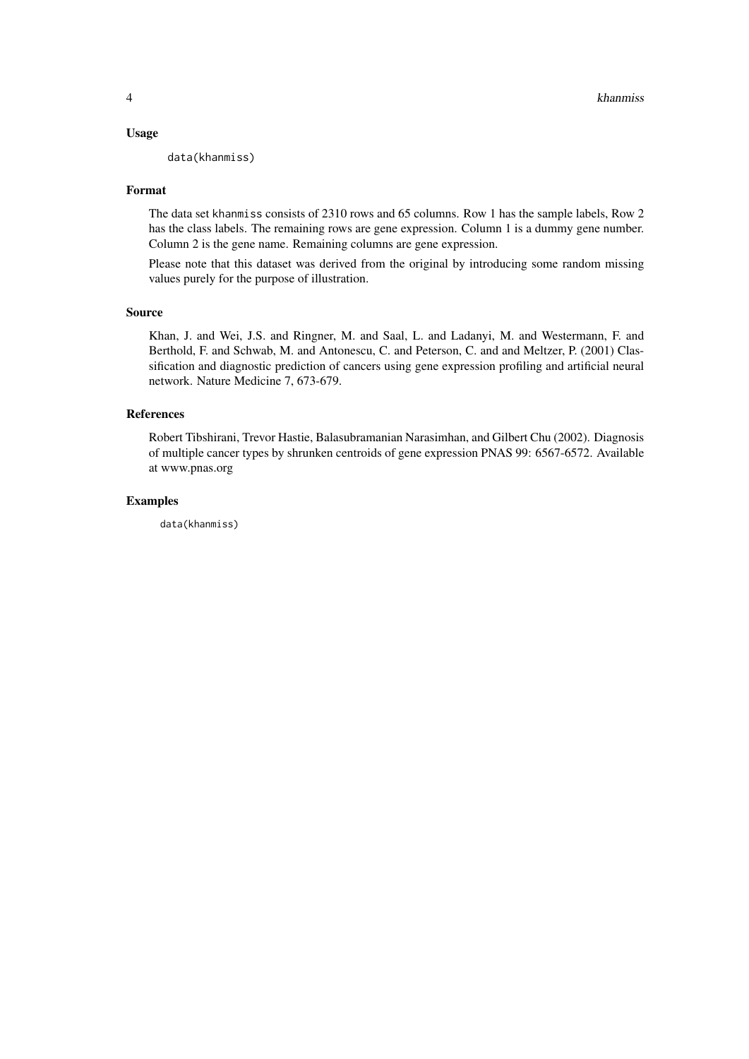### Usage

```
data(khanmiss)
```

### Format

The data set `khanmiss` consists of 2310 rows and 65 columns. Row 1 has the sample labels, Row 2 has the class labels. The remaining rows are gene expression. Column 1 is a dummy gene number. Column 2 is the gene name. Remaining columns are gene expression.

Please note that this dataset was derived from the original by introducing some random missing values purely for the purpose of illustration.

### Source

Khan, J. and Wei, J.S. and Ringner, M. and Saal, L. and Ladanyi, M. and Westermann, F. and Berthold, F. and Schwab, M. and Antonescu, C. and Peterson, C. and and Meltzer, P. (2001) Classification and diagnostic prediction of cancers using gene expression profiling and artificial neural network. Nature Medicine 7, 673-679.

### References

Robert Tibshirani, Trevor Hastie, Balasubramanian Narasimhan, and Gilbert Chu (2002). Diagnosis of multiple cancer types by shrunken centroids of gene expression PNAS 99: 6567-6572. Available at www.pnas.org

### Examples

```
data(khanmiss)
```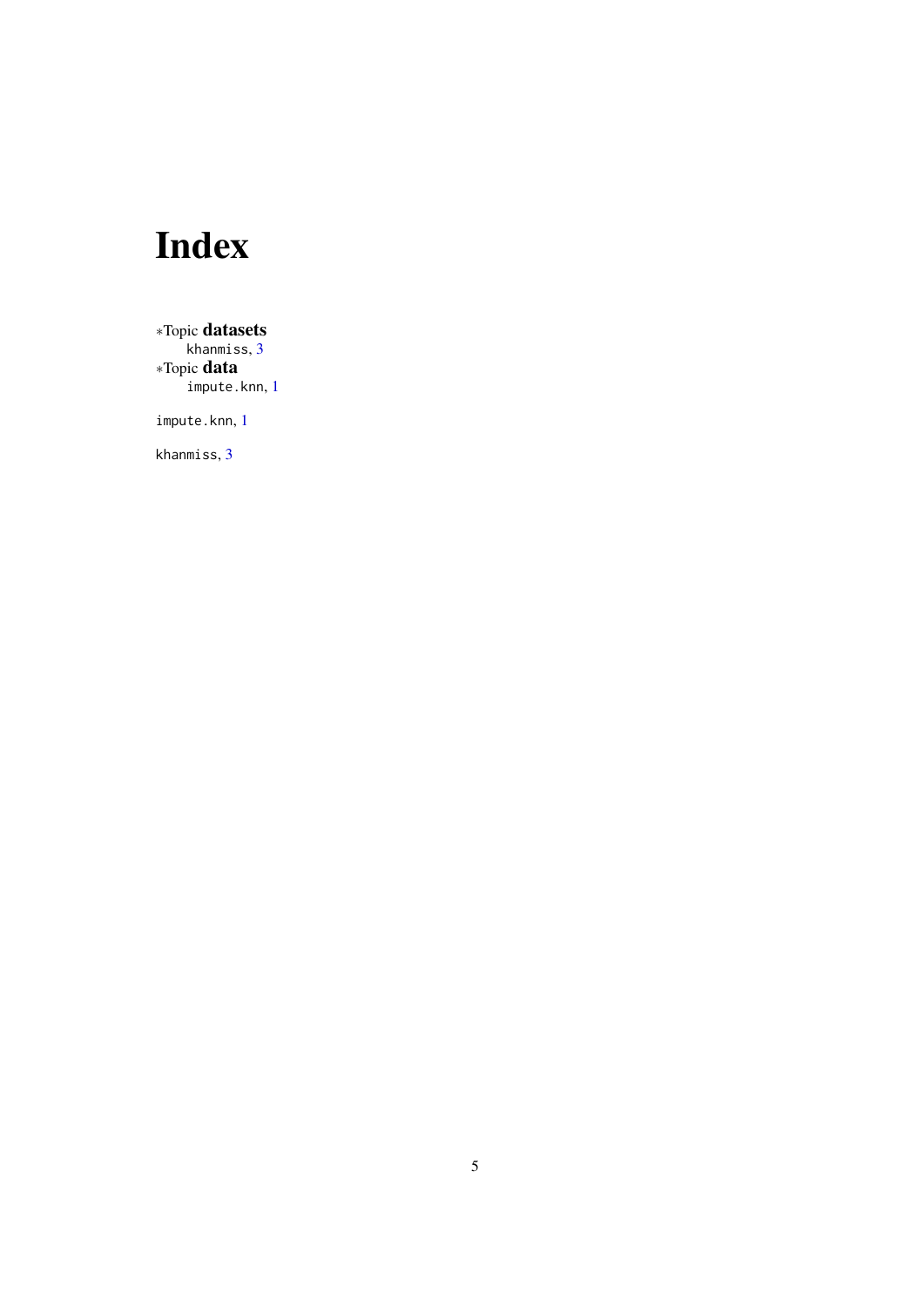# Index

*Topic **datasets**
    khanmiss, 3
*Topic **data**
    impute.knn, 1

impute.knn, 1

khanmiss, 3